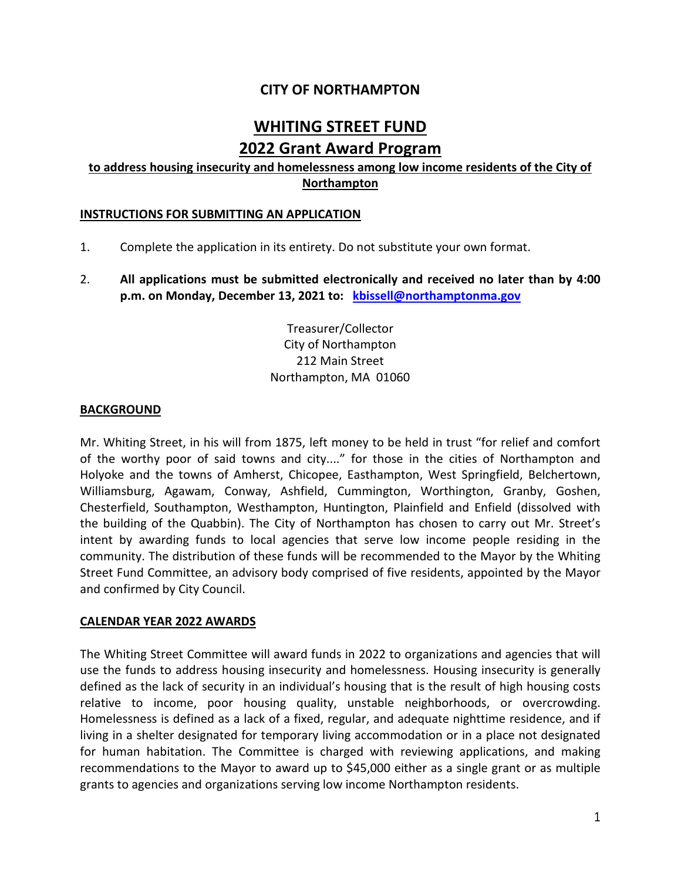# CITY OF NORTHAMPTON

## WHITING STREET FUND
## 2022 Grant Award Program

### to address housing insecurity and homelessness among low income residents of the City of Northampton

### INSTRUCTIONS FOR SUBMITTING AN APPLICATION

1. Complete the application in its entirety. Do not substitute your own format.

2. **All applications must be submitted electronically and received no later than by 4:00 p.m. on Monday, December 13, 2021 to: kbissell@northamptonma.gov**

   Treasurer/Collector
   City of Northampton
   212 Main Street
   Northampton, MA 01060

### BACKGROUND

Mr. Whiting Street, in his will from 1875, left money to be held in trust "for relief and comfort of the worthy poor of said towns and city...." for those in the cities of Northampton and Holyoke and the towns of Amherst, Chicopee, Easthampton, West Springfield, Belchertown, Williamsburg, Agawam, Conway, Ashfield, Cummington, Worthington, Granby, Goshen, Chesterfield, Southampton, Westhampton, Huntington, Plainfield and Enfield (dissolved with the building of the Quabbin). The City of Northampton has chosen to carry out Mr. Street's intent by awarding funds to local agencies that serve low income people residing in the community. The distribution of these funds will be recommended to the Mayor by the Whiting Street Fund Committee, an advisory body comprised of five residents, appointed by the Mayor and confirmed by City Council.

### CALENDAR YEAR 2022 AWARDS

The Whiting Street Committee will award funds in 2022 to organizations and agencies that will use the funds to address housing insecurity and homelessness. Housing insecurity is generally defined as the lack of security in an individual's housing that is the result of high housing costs relative to income, poor housing quality, unstable neighborhoods, or overcrowding. Homelessness is defined as a lack of a fixed, regular, and adequate nighttime residence, and if living in a shelter designated for temporary living accommodation or in a place not designated for human habitation. The Committee is charged with reviewing applications, and making recommendations to the Mayor to award up to $45,000 either as a single grant or as multiple grants to agencies and organizations serving low income Northampton residents.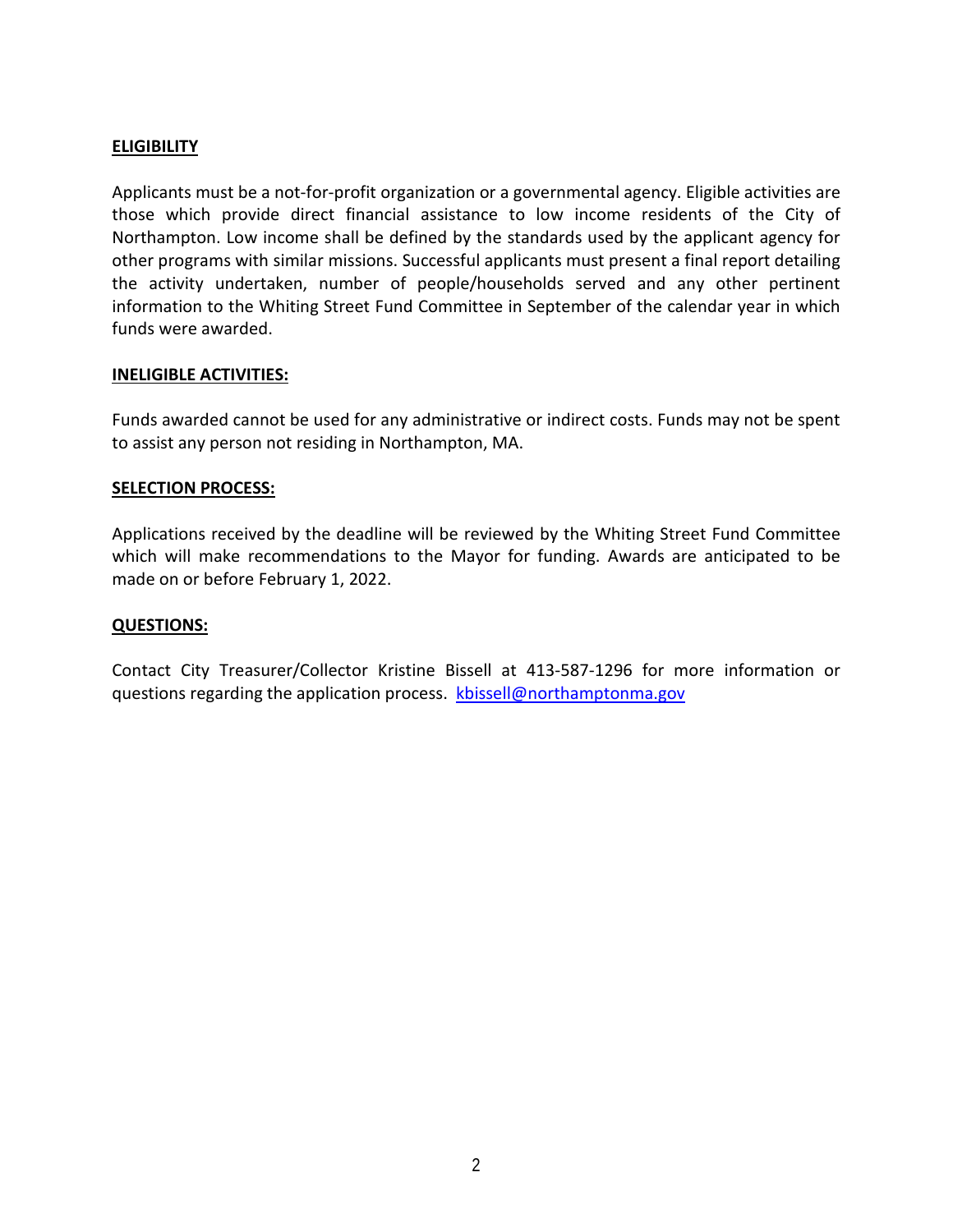## ELIGIBILITY

Applicants must be a not-for-profit organization or a governmental agency. Eligible activities are those which provide direct financial assistance to low income residents of the City of Northampton. Low income shall be defined by the standards used by the applicant agency for other programs with similar missions. Successful applicants must present a final report detailing the activity undertaken, number of people/households served and any other pertinent information to the Whiting Street Fund Committee in September of the calendar year in which funds were awarded.

## INELIGIBLE ACTIVITIES:

Funds awarded cannot be used for any administrative or indirect costs. Funds may not be spent to assist any person not residing in Northampton, MA.

## SELECTION PROCESS:

Applications received by the deadline will be reviewed by the Whiting Street Fund Committee which will make recommendations to the Mayor for funding. Awards are anticipated to be made on or before February 1, 2022.

## QUESTIONS:

Contact City Treasurer/Collector Kristine Bissell at 413-587-1296 for more information or questions regarding the application process. [kbissell@northamptonma.gov](mailto:kbissell@northamptonma.gov)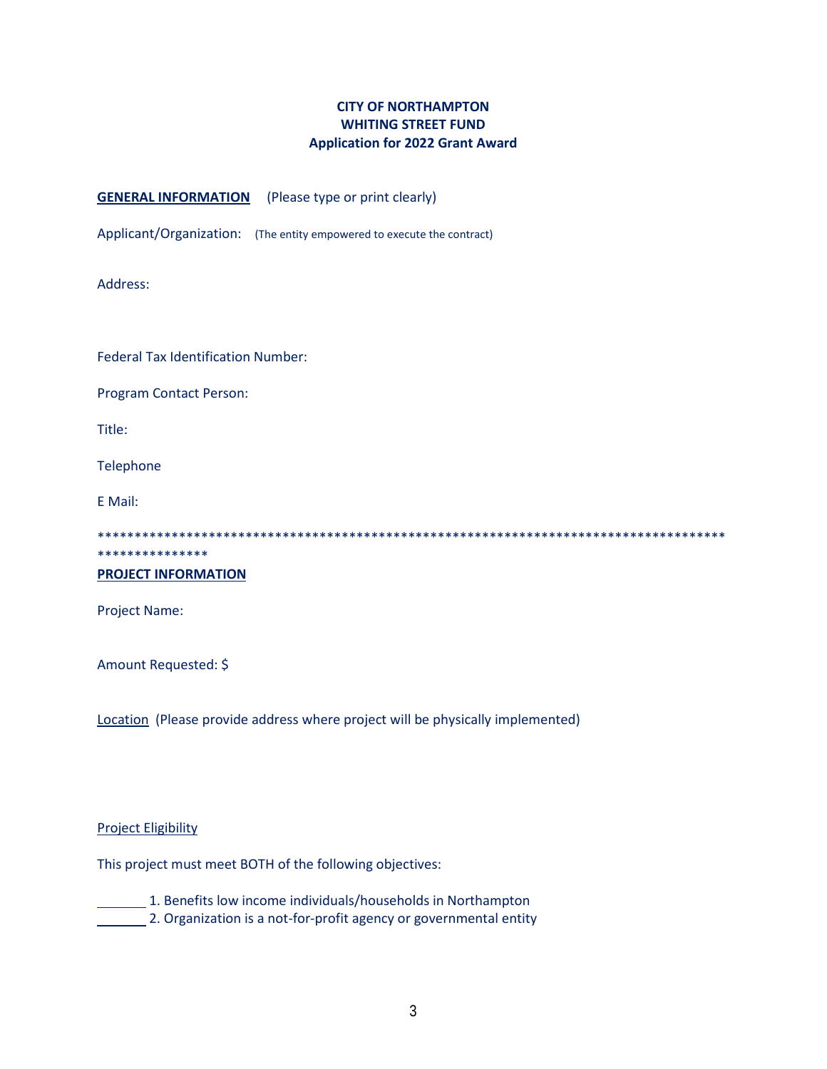**CITY OF NORTHAMPTON**
**WHITING STREET FUND**
**Application for 2022 Grant Award**

**GENERAL INFORMATION** (Please type or print clearly)

Applicant/Organization: (The entity empowered to execute the contract)

Address:

Federal Tax Identification Number:

Program Contact Person:

Title:

Telephone

E Mail:

*************************************************************************************************************

**PROJECT INFORMATION**

Project Name:

Amount Requested: $

Location (Please provide address where project will be physically implemented)

Project Eligibility

This project must meet BOTH of the following objectives:

_______ 1. Benefits low income individuals/households in Northampton
_______ 2. Organization is a not-for-profit agency or governmental entity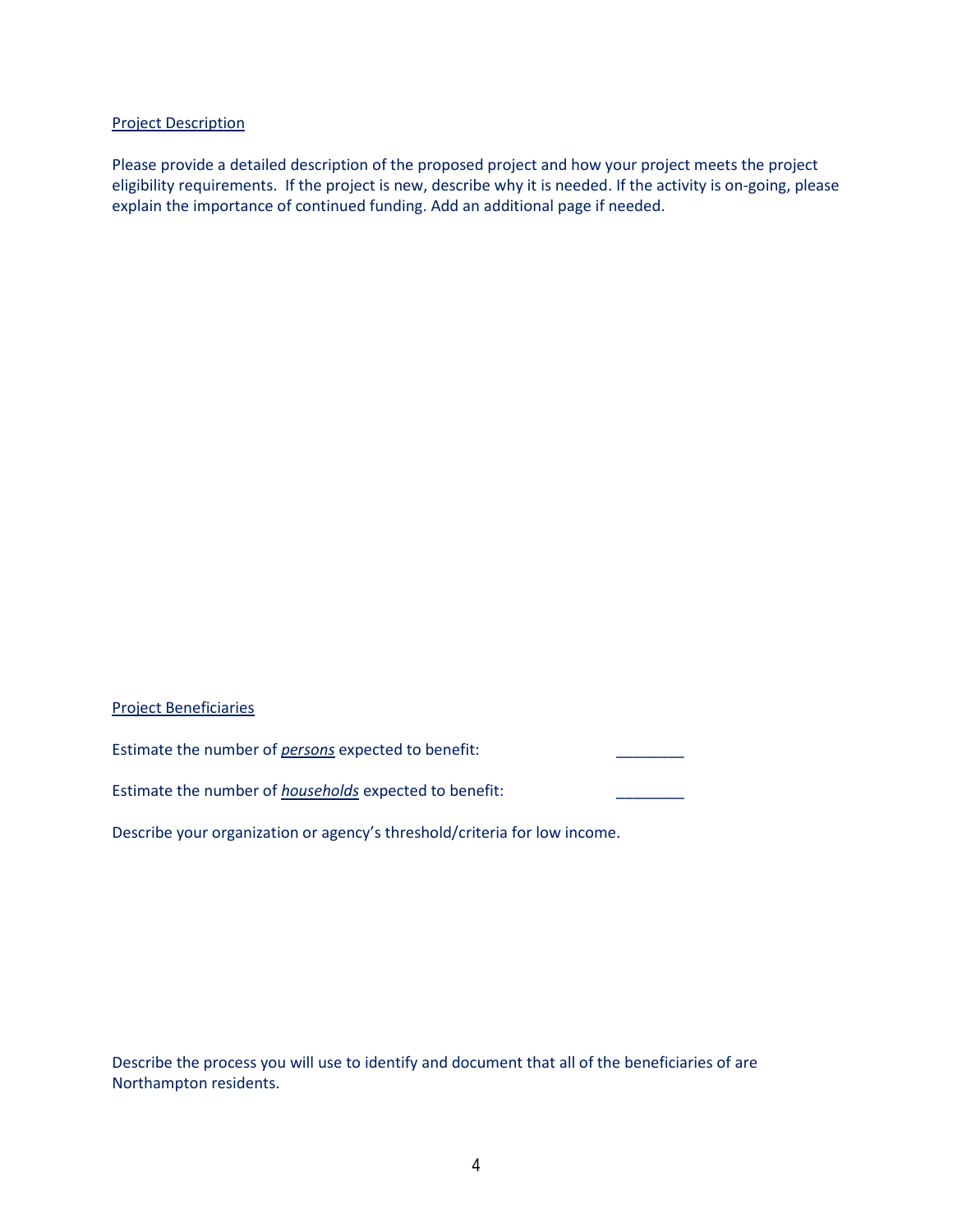Project Description

Please provide a detailed description of the proposed project and how your project meets the project eligibility requirements. If the project is new, describe why it is needed. If the activity is on-going, please explain the importance of continued funding. Add an additional page if needed.

Project Beneficiaries

Estimate the number of ***persons*** expected to benefit: ________

Estimate the number of ***households*** expected to benefit: ________

Describe your organization or agency's threshold/criteria for low income.

Describe the process you will use to identify and document that all of the beneficiaries of are Northampton residents.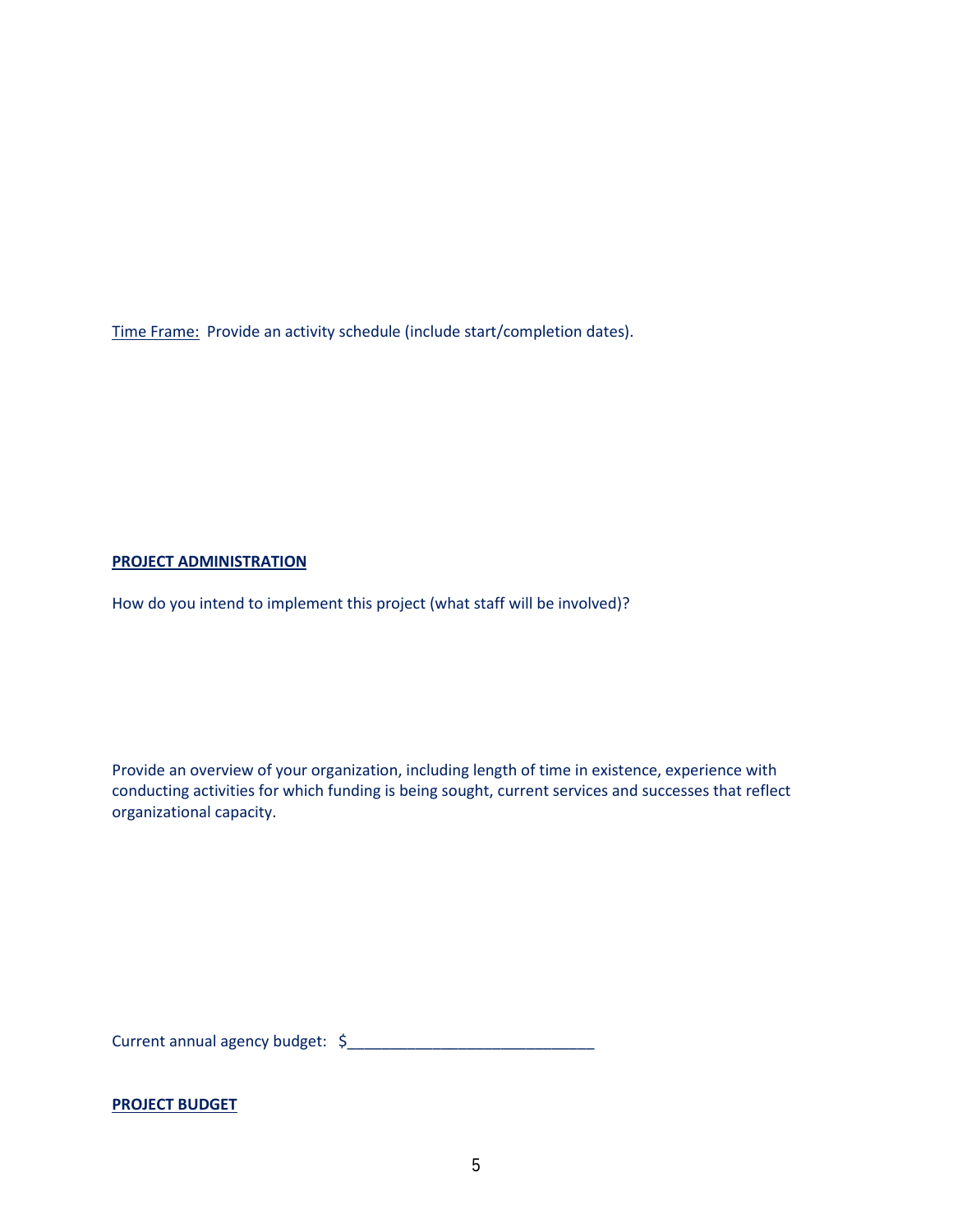Time Frame: Provide an activity schedule (include start/completion dates).

**PROJECT ADMINISTRATION**

How do you intend to implement this project (what staff will be involved)?

Provide an overview of your organization, including length of time in existence, experience with conducting activities for which funding is being sought, current services and successes that reflect organizational capacity.

Current annual agency budget: $_____________________________

**PROJECT BUDGET**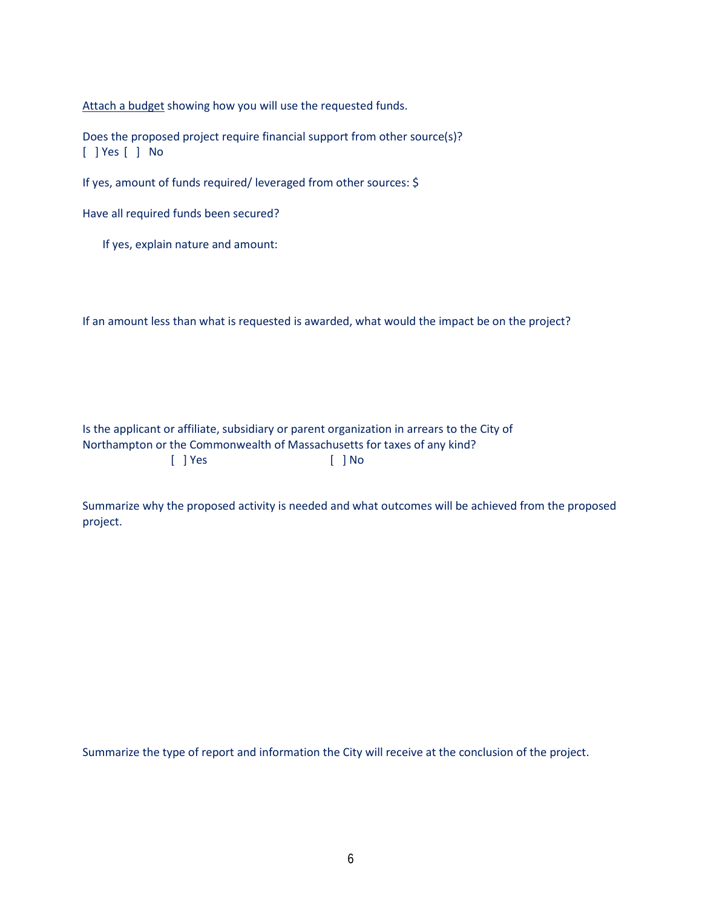Attach a budget showing how you will use the requested funds.

Does the proposed project require financial support from other source(s)?
[ ] Yes [ ] No

If yes, amount of funds required/ leveraged from other sources: $

Have all required funds been secured?

If yes, explain nature and amount:

If an amount less than what is requested is awarded, what would the impact be on the project?

Is the applicant or affiliate, subsidiary or parent organization in arrears to the City of Northampton or the Commonwealth of Massachusetts for taxes of any kind?
[ ] Yes [ ] No

Summarize why the proposed activity is needed and what outcomes will be achieved from the proposed project.

Summarize the type of report and information the City will receive at the conclusion of the project.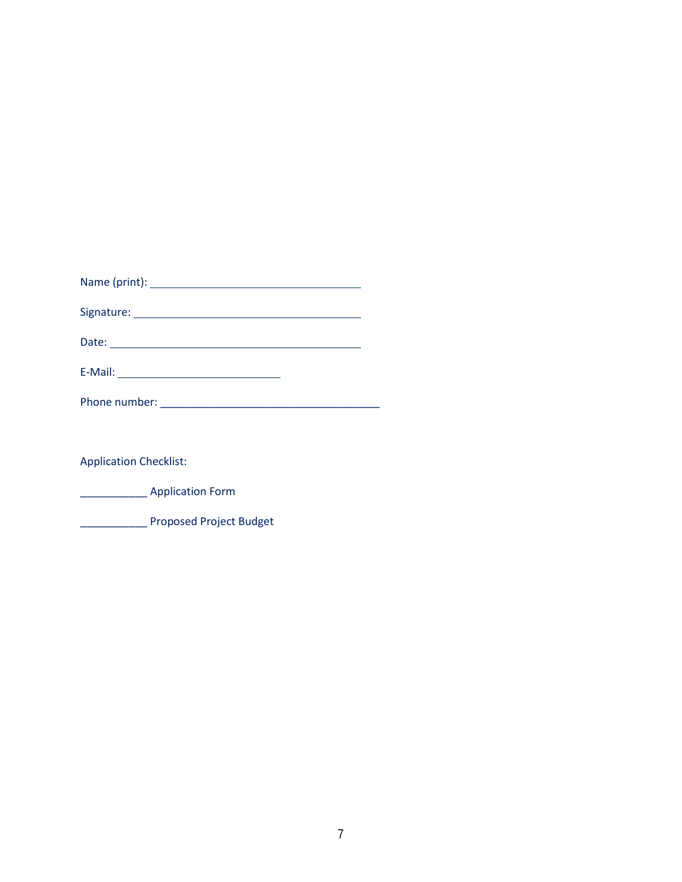Name (print): ____________________________________

Signature: ______________________________________

Date: __________________________________________

E-Mail: ____________________________

Phone number: _____________________________________

Application Checklist:

___________ Application Form

___________ Proposed Project Budget